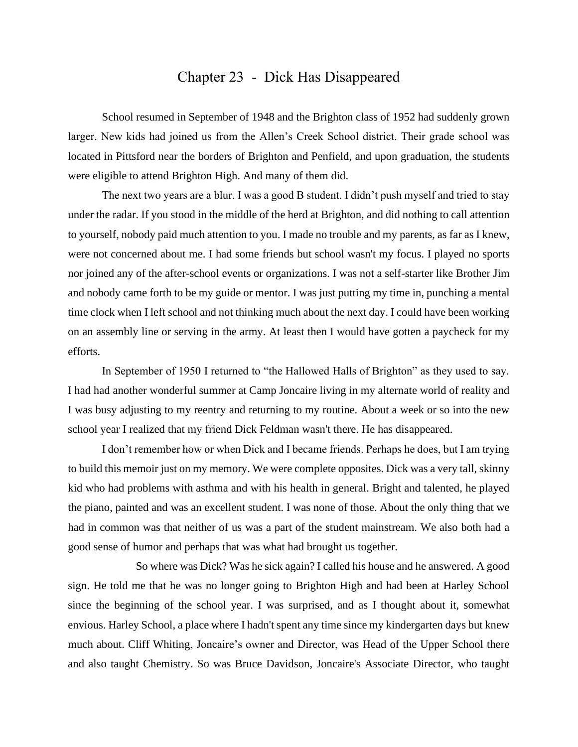# Chapter 23 - Dick Has Disappeared

School resumed in September of 1948 and the Brighton class of 1952 had suddenly grown larger. New kids had joined us from the Allen's Creek School district. Their grade school was located in Pittsford near the borders of Brighton and Penfield, and upon graduation, the students were eligible to attend Brighton High. And many of them did.

The next two years are a blur. I was a good B student. I didn't push myself and tried to stay under the radar. If you stood in the middle of the herd at Brighton, and did nothing to call attention to yourself, nobody paid much attention to you. I made no trouble and my parents, as far as I knew, were not concerned about me. I had some friends but school wasn't my focus. I played no sports nor joined any of the after-school events or organizations. I was not a self-starter like Brother Jim and nobody came forth to be my guide or mentor. I was just putting my time in, punching a mental time clock when I left school and not thinking much about the next day. I could have been working on an assembly line or serving in the army. At least then I would have gotten a paycheck for my efforts.

In September of 1950 I returned to "the Hallowed Halls of Brighton" as they used to say. I had had another wonderful summer at Camp Joncaire living in my alternate world of reality and I was busy adjusting to my reentry and returning to my routine. About a week or so into the new school year I realized that my friend Dick Feldman wasn't there. He has disappeared.

I don't remember how or when Dick and I became friends. Perhaps he does, but I am trying to build this memoir just on my memory. We were complete opposites. Dick was a very tall, skinny kid who had problems with asthma and with his health in general. Bright and talented, he played the piano, painted and was an excellent student. I was none of those. About the only thing that we had in common was that neither of us was a part of the student mainstream. We also both had a good sense of humor and perhaps that was what had brought us together.

So where was Dick? Was he sick again? I called his house and he answered. A good sign. He told me that he was no longer going to Brighton High and had been at Harley School since the beginning of the school year. I was surprised, and as I thought about it, somewhat envious. Harley School, a place where I hadn't spent any time since my kindergarten days but knew much about. Cliff Whiting, Joncaire's owner and Director, was Head of the Upper School there and also taught Chemistry. So was Bruce Davidson, Joncaire's Associate Director, who taught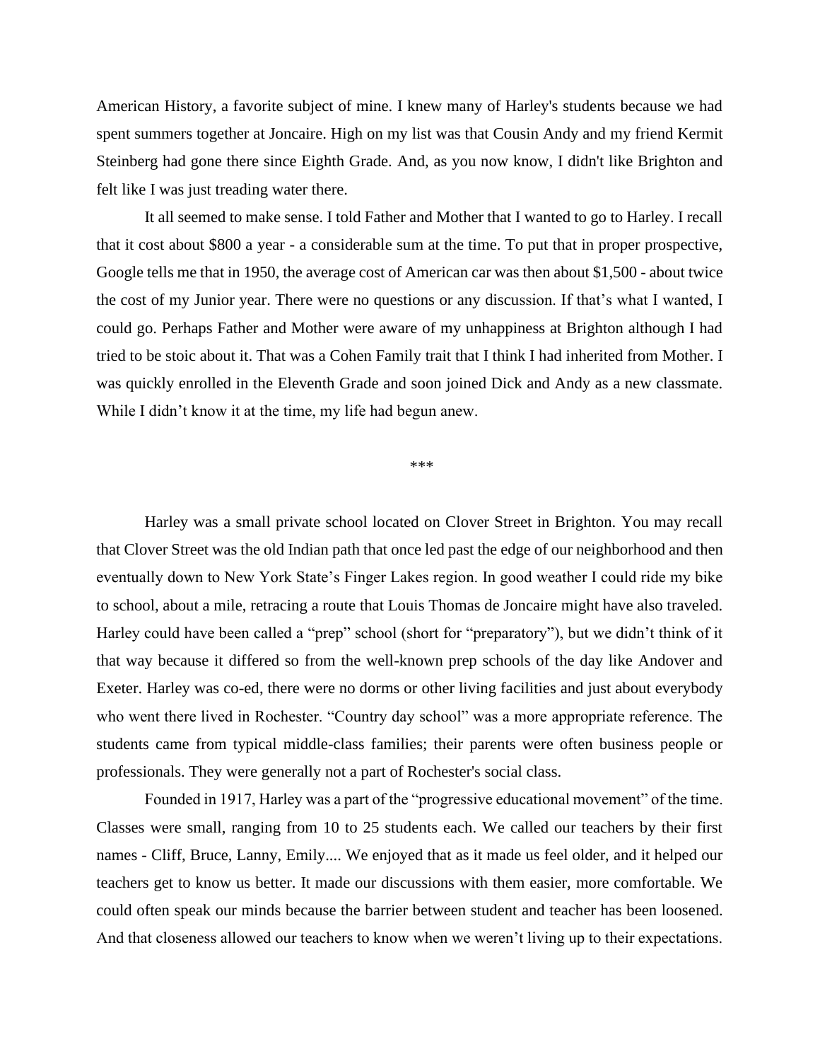American History, a favorite subject of mine. I knew many of Harley's students because we had spent summers together at Joncaire. High on my list was that Cousin Andy and my friend Kermit Steinberg had gone there since Eighth Grade. And, as you now know, I didn't like Brighton and felt like I was just treading water there.

It all seemed to make sense. I told Father and Mother that I wanted to go to Harley. I recall that it cost about $800 a year - a considerable sum at the time. To put that in proper prospective, Google tells me that in 1950, the average cost of American car was then about $1,500 - about twice the cost of my Junior year. There were no questions or any discussion. If that's what I wanted, I could go. Perhaps Father and Mother were aware of my unhappiness at Brighton although I had tried to be stoic about it. That was a Cohen Family trait that I think I had inherited from Mother. I was quickly enrolled in the Eleventh Grade and soon joined Dick and Andy as a new classmate. While I didn't know it at the time, my life had begun anew.

\*\*\*

Harley was a small private school located on Clover Street in Brighton. You may recall that Clover Street was the old Indian path that once led past the edge of our neighborhood and then eventually down to New York State's Finger Lakes region. In good weather I could ride my bike to school, about a mile, retracing a route that Louis Thomas de Joncaire might have also traveled. Harley could have been called a "prep" school (short for "preparatory"), but we didn't think of it that way because it differed so from the well-known prep schools of the day like Andover and Exeter. Harley was co-ed, there were no dorms or other living facilities and just about everybody who went there lived in Rochester. "Country day school" was a more appropriate reference. The students came from typical middle-class families; their parents were often business people or professionals. They were generally not a part of Rochester's social class.

Founded in 1917, Harley was a part of the "progressive educational movement" of the time. Classes were small, ranging from 10 to 25 students each. We called our teachers by their first names - Cliff, Bruce, Lanny, Emily.... We enjoyed that as it made us feel older, and it helped our teachers get to know us better. It made our discussions with them easier, more comfortable. We could often speak our minds because the barrier between student and teacher has been loosened. And that closeness allowed our teachers to know when we weren't living up to their expectations.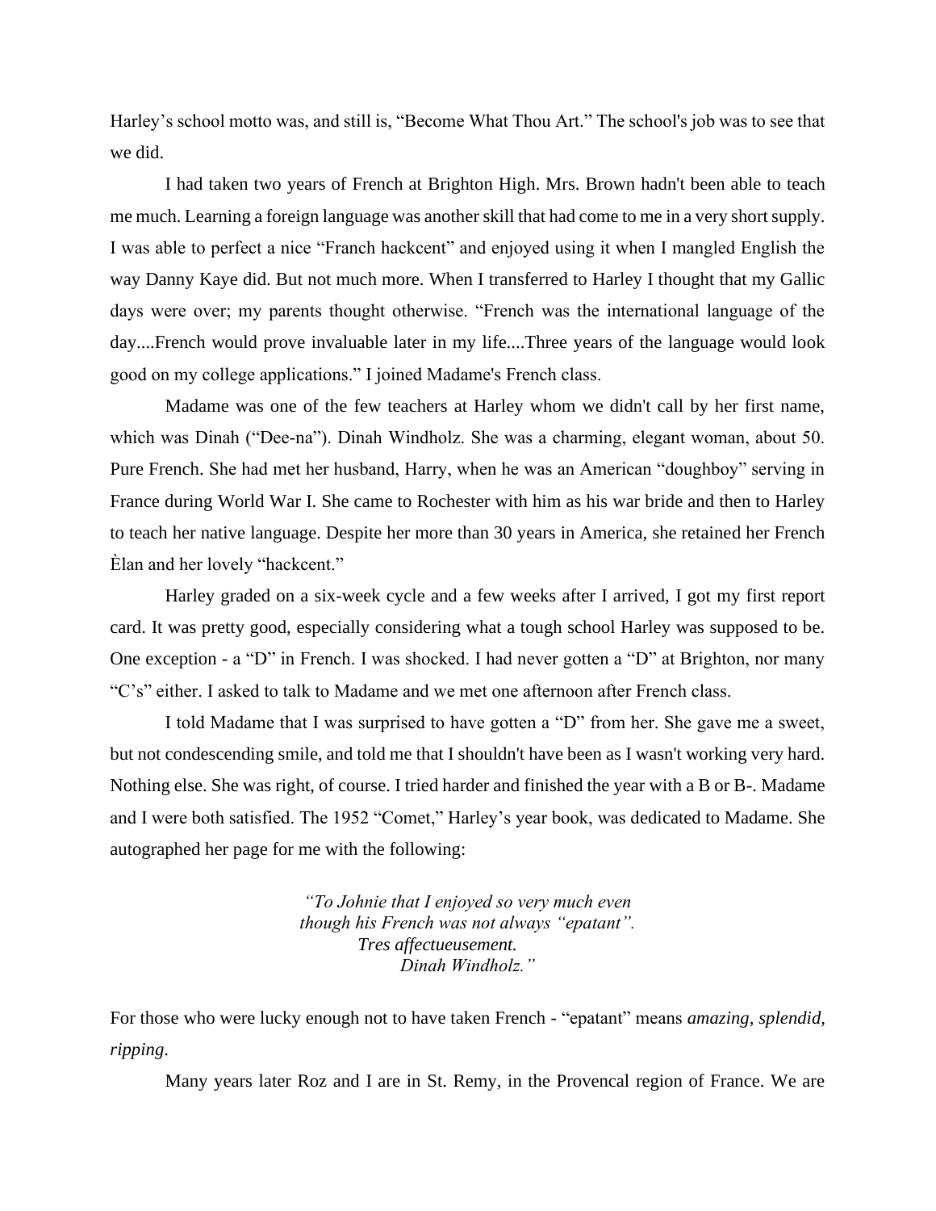Harley's school motto was, and still is, "Become What Thou Art." The school's job was to see that we did.

I had taken two years of French at Brighton High. Mrs. Brown hadn't been able to teach me much. Learning a foreign language was another skill that had come to me in a very short supply. I was able to perfect a nice "Franch hackcent" and enjoyed using it when I mangled English the way Danny Kaye did. But not much more. When I transferred to Harley I thought that my Gallic days were over; my parents thought otherwise. "French was the international language of the day....French would prove invaluable later in my life....Three years of the language would look good on my college applications." I joined Madame's French class.

Madame was one of the few teachers at Harley whom we didn't call by her first name, which was Dinah ("Dee-na"). Dinah Windholz. She was a charming, elegant woman, about 50. Pure French. She had met her husband, Harry, when he was an American "doughboy" serving in France during World War I. She came to Rochester with him as his war bride and then to Harley to teach her native language. Despite her more than 30 years in America, she retained her French Èlan and her lovely "hackcent."

Harley graded on a six-week cycle and a few weeks after I arrived, I got my first report card. It was pretty good, especially considering what a tough school Harley was supposed to be. One exception - a "D" in French. I was shocked. I had never gotten a "D" at Brighton, nor many "C's" either. I asked to talk to Madame and we met one afternoon after French class.

I told Madame that I was surprised to have gotten a "D" from her. She gave me a sweet, but not condescending smile, and told me that I shouldn't have been as I wasn't working very hard. Nothing else. She was right, of course. I tried harder and finished the year with a B or B-. Madame and I were both satisfied. The 1952 "Comet," Harley's year book, was dedicated to Madame. She autographed her page for me with the following:

> *"To Johnie that I enjoyed so very much even*
> *though his French was not always "epatant".*
> *Tres affectueusement.*
> *Dinah Windholz."*

For those who were lucky enough not to have taken French - "epatant" means *amazing, splendid, ripping*.

Many years later Roz and I are in St. Remy, in the Provencal region of France. We are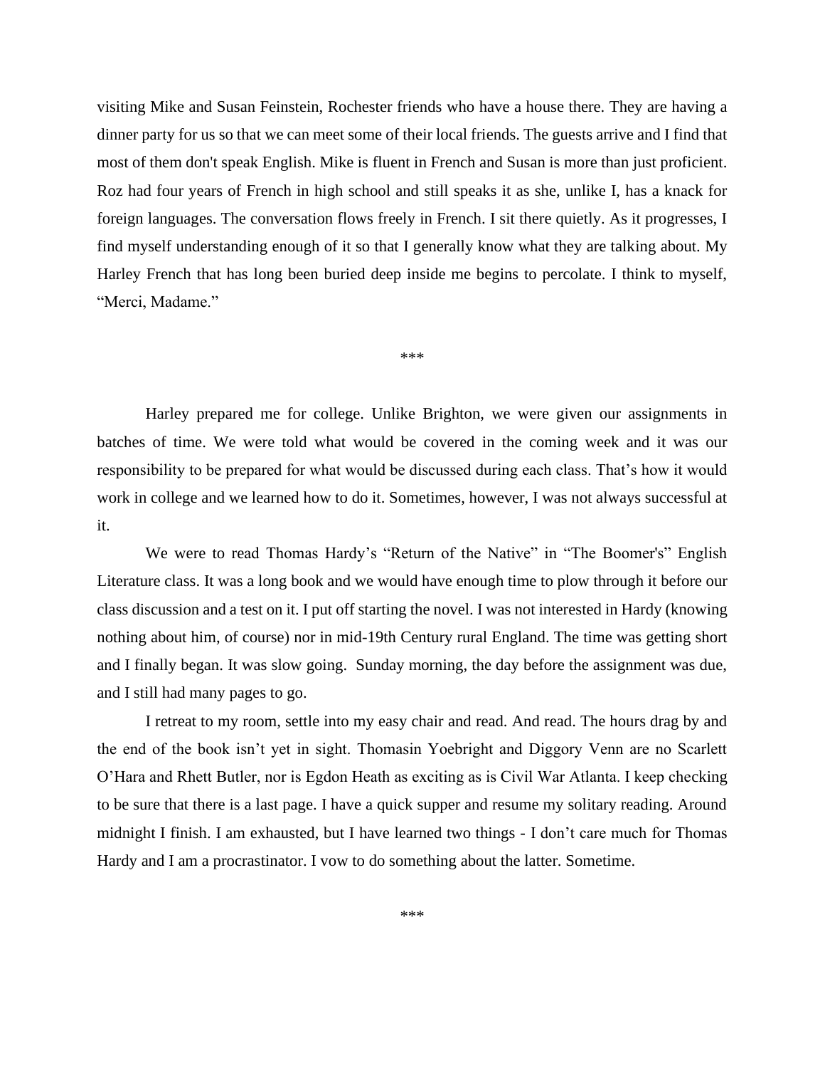visiting Mike and Susan Feinstein, Rochester friends who have a house there. They are having a dinner party for us so that we can meet some of their local friends. The guests arrive and I find that most of them don't speak English. Mike is fluent in French and Susan is more than just proficient. Roz had four years of French in high school and still speaks it as she, unlike I, has a knack for foreign languages. The conversation flows freely in French. I sit there quietly. As it progresses, I find myself understanding enough of it so that I generally know what they are talking about. My Harley French that has long been buried deep inside me begins to percolate. I think to myself, "Merci, Madame."

***

Harley prepared me for college. Unlike Brighton, we were given our assignments in batches of time. We were told what would be covered in the coming week and it was our responsibility to be prepared for what would be discussed during each class. That's how it would work in college and we learned how to do it. Sometimes, however, I was not always successful at it.

We were to read Thomas Hardy's "Return of the Native" in "The Boomer's" English Literature class. It was a long book and we would have enough time to plow through it before our class discussion and a test on it. I put off starting the novel. I was not interested in Hardy (knowing nothing about him, of course) nor in mid-19th Century rural England. The time was getting short and I finally began. It was slow going. Sunday morning, the day before the assignment was due, and I still had many pages to go.

I retreat to my room, settle into my easy chair and read. And read. The hours drag by and the end of the book isn't yet in sight. Thomasin Yoebright and Diggory Venn are no Scarlett O'Hara and Rhett Butler, nor is Egdon Heath as exciting as is Civil War Atlanta. I keep checking to be sure that there is a last page. I have a quick supper and resume my solitary reading. Around midnight I finish. I am exhausted, but I have learned two things - I don't care much for Thomas Hardy and I am a procrastinator. I vow to do something about the latter. Sometime.

***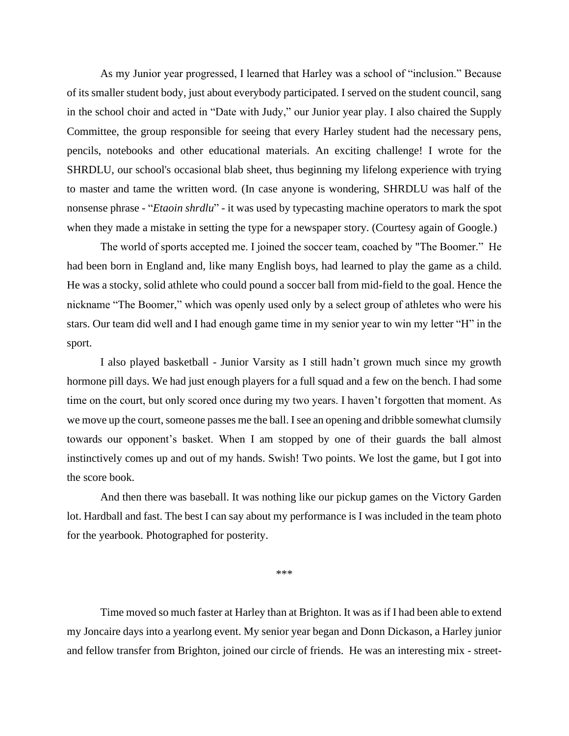As my Junior year progressed, I learned that Harley was a school of "inclusion." Because of its smaller student body, just about everybody participated. I served on the student council, sang in the school choir and acted in "Date with Judy," our Junior year play. I also chaired the Supply Committee, the group responsible for seeing that every Harley student had the necessary pens, pencils, notebooks and other educational materials. An exciting challenge! I wrote for the SHRDLU, our school's occasional blab sheet, thus beginning my lifelong experience with trying to master and tame the written word. (In case anyone is wondering, SHRDLU was half of the nonsense phrase - "*Etaoin shrdlu*" - it was used by typecasting machine operators to mark the spot when they made a mistake in setting the type for a newspaper story. (Courtesy again of Google.)

The world of sports accepted me. I joined the soccer team, coached by "The Boomer." He had been born in England and, like many English boys, had learned to play the game as a child. He was a stocky, solid athlete who could pound a soccer ball from mid-field to the goal. Hence the nickname "The Boomer," which was openly used only by a select group of athletes who were his stars. Our team did well and I had enough game time in my senior year to win my letter "H" in the sport.

I also played basketball - Junior Varsity as I still hadn't grown much since my growth hormone pill days. We had just enough players for a full squad and a few on the bench. I had some time on the court, but only scored once during my two years. I haven't forgotten that moment. As we move up the court, someone passes me the ball. I see an opening and dribble somewhat clumsily towards our opponent's basket. When I am stopped by one of their guards the ball almost instinctively comes up and out of my hands. Swish! Two points. We lost the game, but I got into the score book.

And then there was baseball. It was nothing like our pickup games on the Victory Garden lot. Hardball and fast. The best I can say about my performance is I was included in the team photo for the yearbook. Photographed for posterity.

***

Time moved so much faster at Harley than at Brighton. It was as if I had been able to extend my Joncaire days into a yearlong event. My senior year began and Donn Dickason, a Harley junior and fellow transfer from Brighton, joined our circle of friends. He was an interesting mix - street-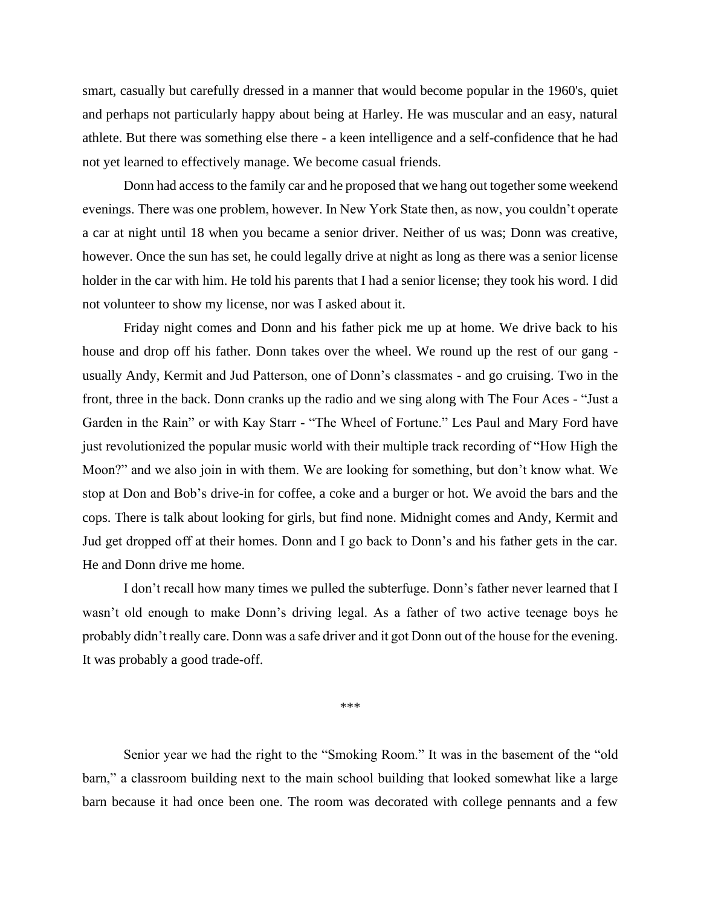smart, casually but carefully dressed in a manner that would become popular in the 1960's, quiet and perhaps not particularly happy about being at Harley. He was muscular and an easy, natural athlete. But there was something else there - a keen intelligence and a self-confidence that he had not yet learned to effectively manage. We become casual friends.

Donn had access to the family car and he proposed that we hang out together some weekend evenings. There was one problem, however. In New York State then, as now, you couldn't operate a car at night until 18 when you became a senior driver. Neither of us was; Donn was creative, however. Once the sun has set, he could legally drive at night as long as there was a senior license holder in the car with him. He told his parents that I had a senior license; they took his word. I did not volunteer to show my license, nor was I asked about it.

Friday night comes and Donn and his father pick me up at home. We drive back to his house and drop off his father. Donn takes over the wheel. We round up the rest of our gang - usually Andy, Kermit and Jud Patterson, one of Donn's classmates - and go cruising. Two in the front, three in the back. Donn cranks up the radio and we sing along with The Four Aces - "Just a Garden in the Rain" or with Kay Starr - "The Wheel of Fortune." Les Paul and Mary Ford have just revolutionized the popular music world with their multiple track recording of "How High the Moon?" and we also join in with them. We are looking for something, but don't know what. We stop at Don and Bob's drive-in for coffee, a coke and a burger or hot. We avoid the bars and the cops. There is talk about looking for girls, but find none. Midnight comes and Andy, Kermit and Jud get dropped off at their homes. Donn and I go back to Donn's and his father gets in the car. He and Donn drive me home.

I don't recall how many times we pulled the subterfuge. Donn's father never learned that I wasn't old enough to make Donn's driving legal. As a father of two active teenage boys he probably didn't really care. Donn was a safe driver and it got Donn out of the house for the evening. It was probably a good trade-off.

***

Senior year we had the right to the "Smoking Room." It was in the basement of the "old barn," a classroom building next to the main school building that looked somewhat like a large barn because it had once been one. The room was decorated with college pennants and a few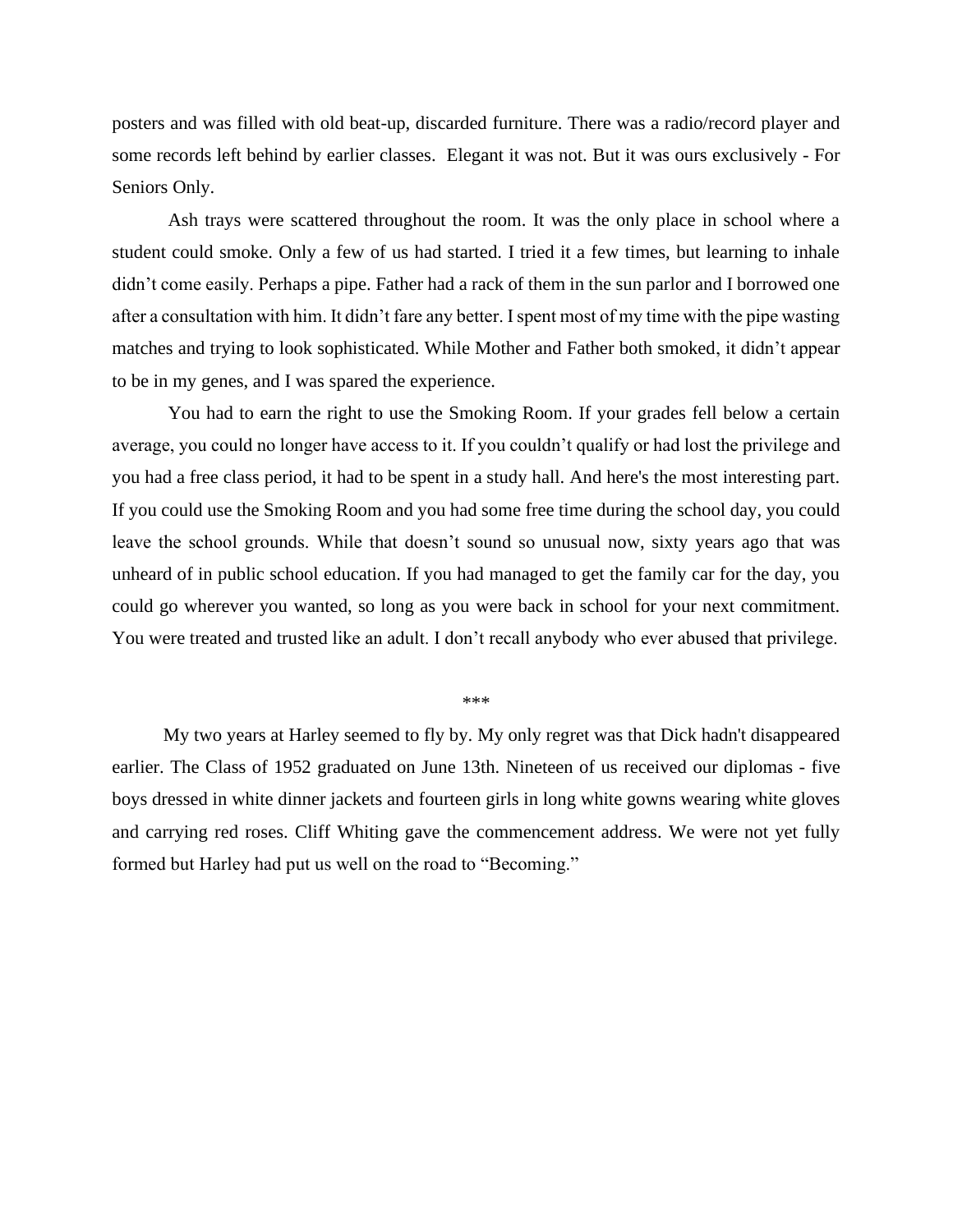posters and was filled with old beat-up, discarded furniture. There was a radio/record player and some records left behind by earlier classes. Elegant it was not. But it was ours exclusively - For Seniors Only.

Ash trays were scattered throughout the room. It was the only place in school where a student could smoke. Only a few of us had started. I tried it a few times, but learning to inhale didn't come easily. Perhaps a pipe. Father had a rack of them in the sun parlor and I borrowed one after a consultation with him. It didn't fare any better. I spent most of my time with the pipe wasting matches and trying to look sophisticated. While Mother and Father both smoked, it didn't appear to be in my genes, and I was spared the experience.

You had to earn the right to use the Smoking Room. If your grades fell below a certain average, you could no longer have access to it. If you couldn't qualify or had lost the privilege and you had a free class period, it had to be spent in a study hall. And here's the most interesting part. If you could use the Smoking Room and you had some free time during the school day, you could leave the school grounds. While that doesn't sound so unusual now, sixty years ago that was unheard of in public school education. If you had managed to get the family car for the day, you could go wherever you wanted, so long as you were back in school for your next commitment. You were treated and trusted like an adult. I don't recall anybody who ever abused that privilege.

***

My two years at Harley seemed to fly by. My only regret was that Dick hadn't disappeared earlier. The Class of 1952 graduated on June 13th. Nineteen of us received our diplomas - five boys dressed in white dinner jackets and fourteen girls in long white gowns wearing white gloves and carrying red roses. Cliff Whiting gave the commencement address. We were not yet fully formed but Harley had put us well on the road to "Becoming."